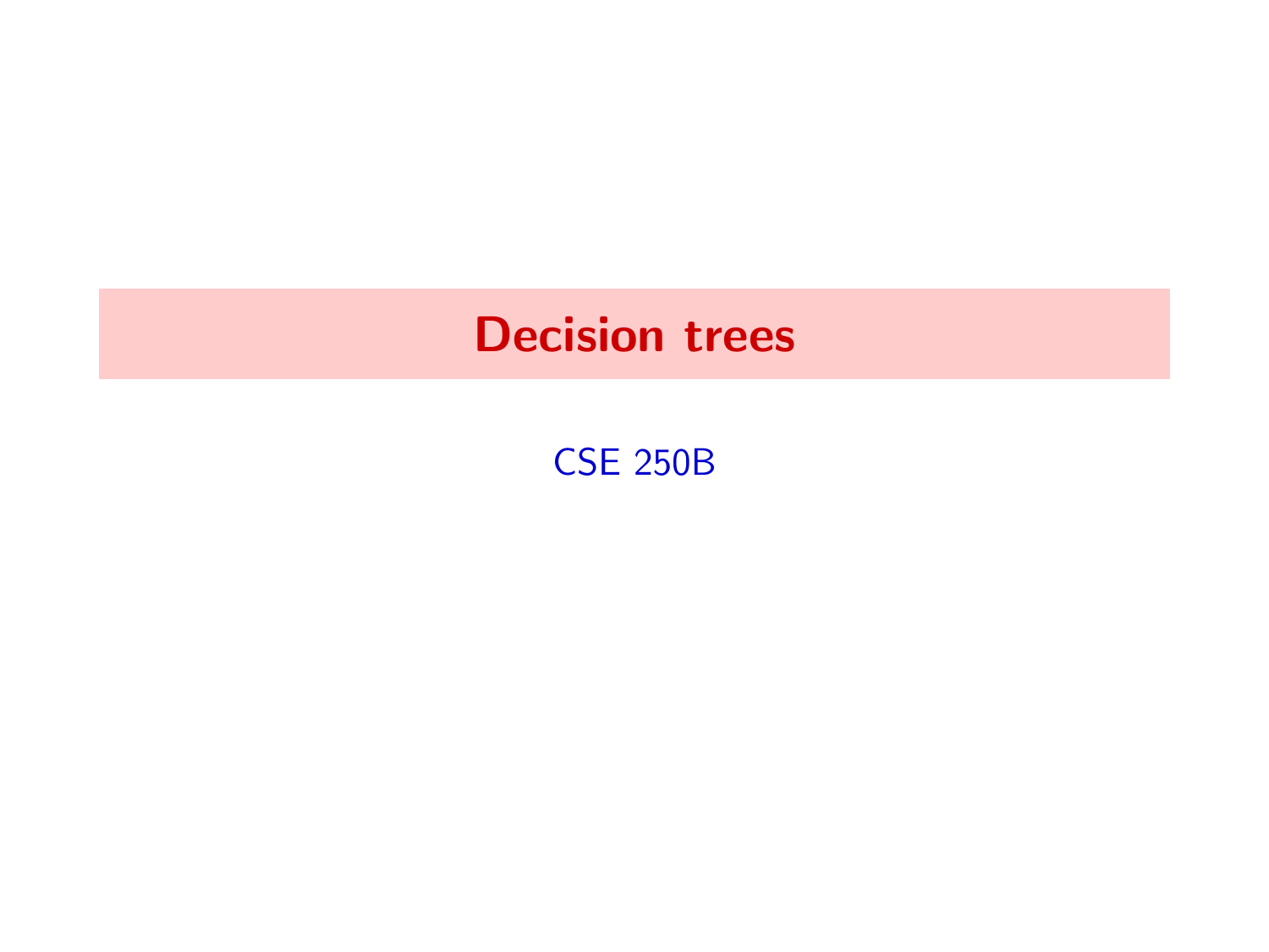# Decision trees

CSE 250B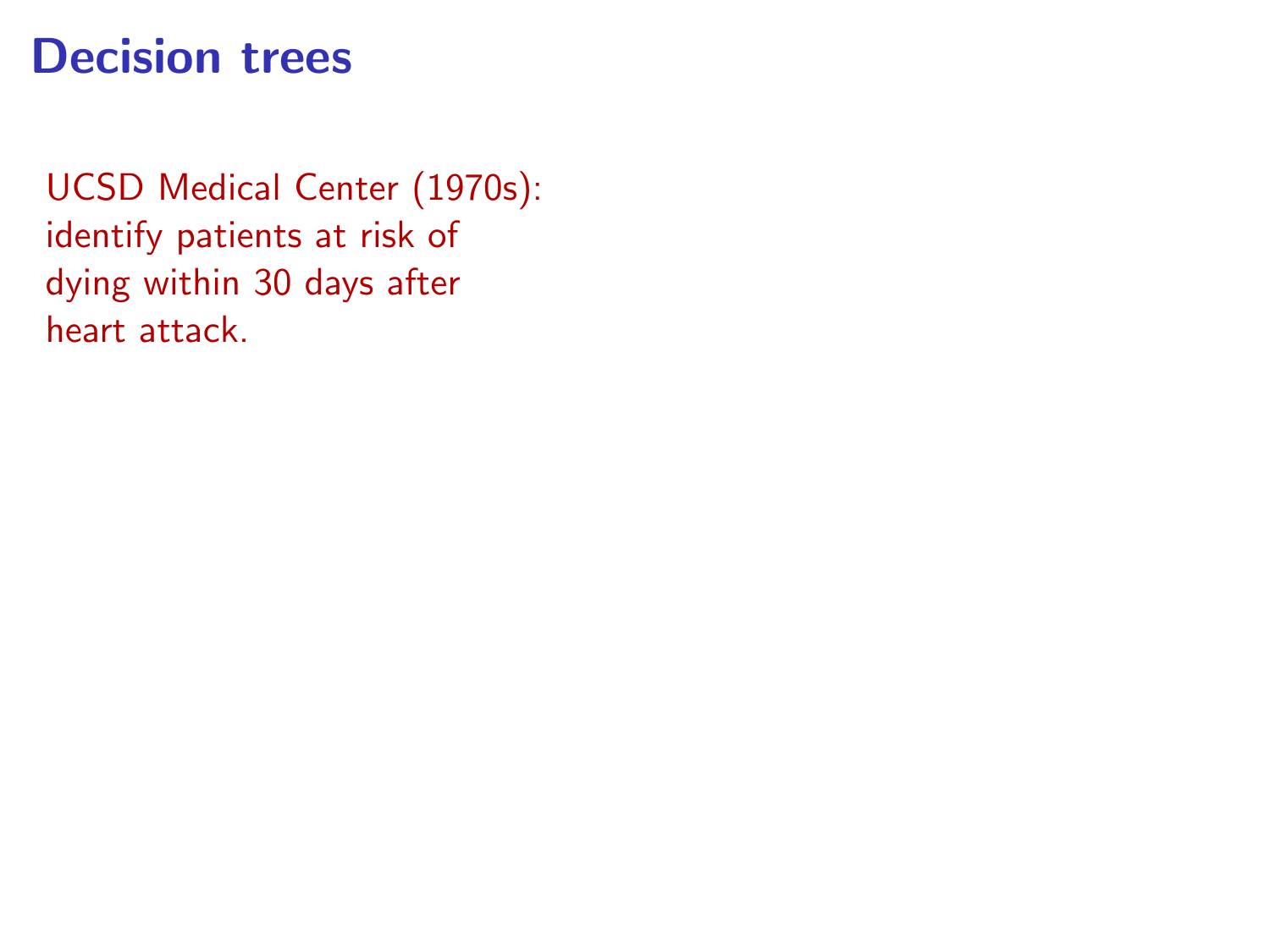# Decision trees

UCSD Medical Center (1970s): identify patients at risk of dying within 30 days after heart attack.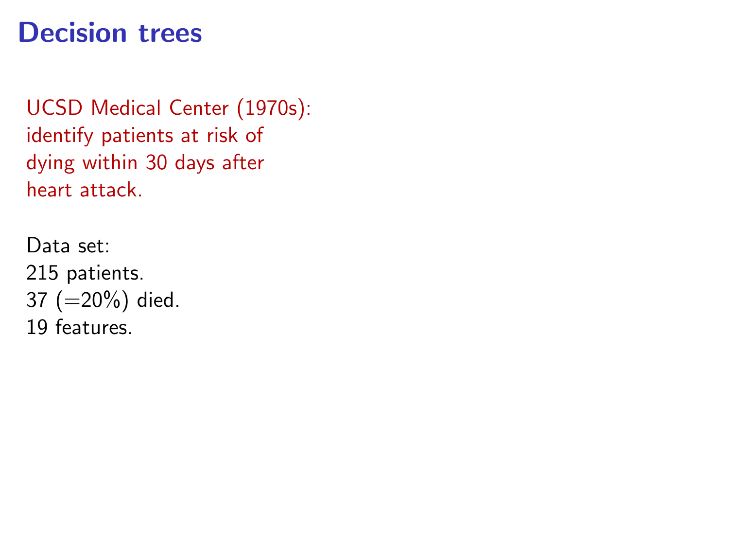# Decision trees

UCSD Medical Center (1970s): identify patients at risk of dying within 30 days after heart attack.

Data set:
215 patients.
37 (=20%) died.
19 features.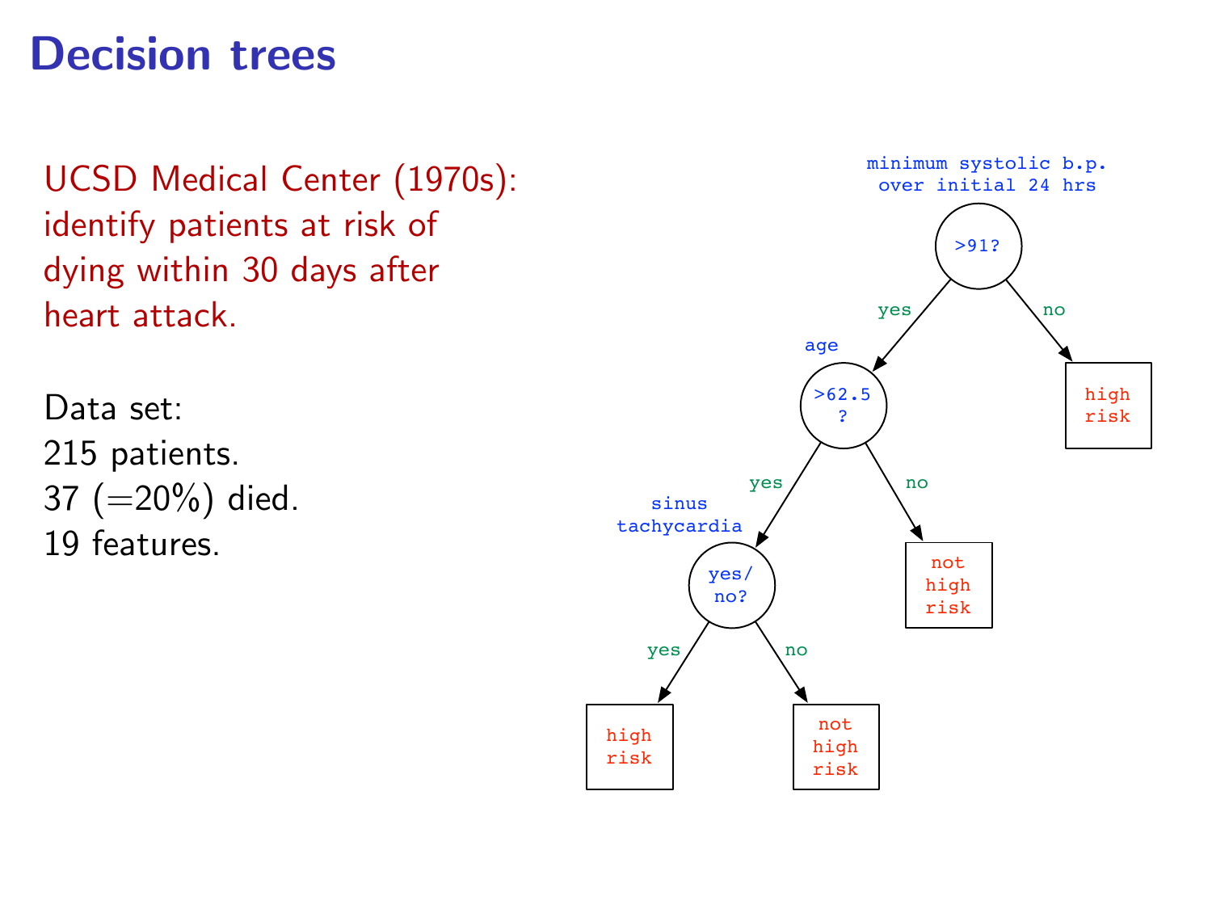# Decision trees

UCSD Medical Center (1970s): identify patients at risk of dying within 30 days after heart attack.

Data set:
215 patients.
37 (=20%) died.
19 features.

minimum systolic b.p. over initial 24 hrs

>91?

yes → age >62.5?
- yes → sinus tachycardia yes/no?
  - yes → high risk
  - no → not high risk
- no → not high risk

no → high risk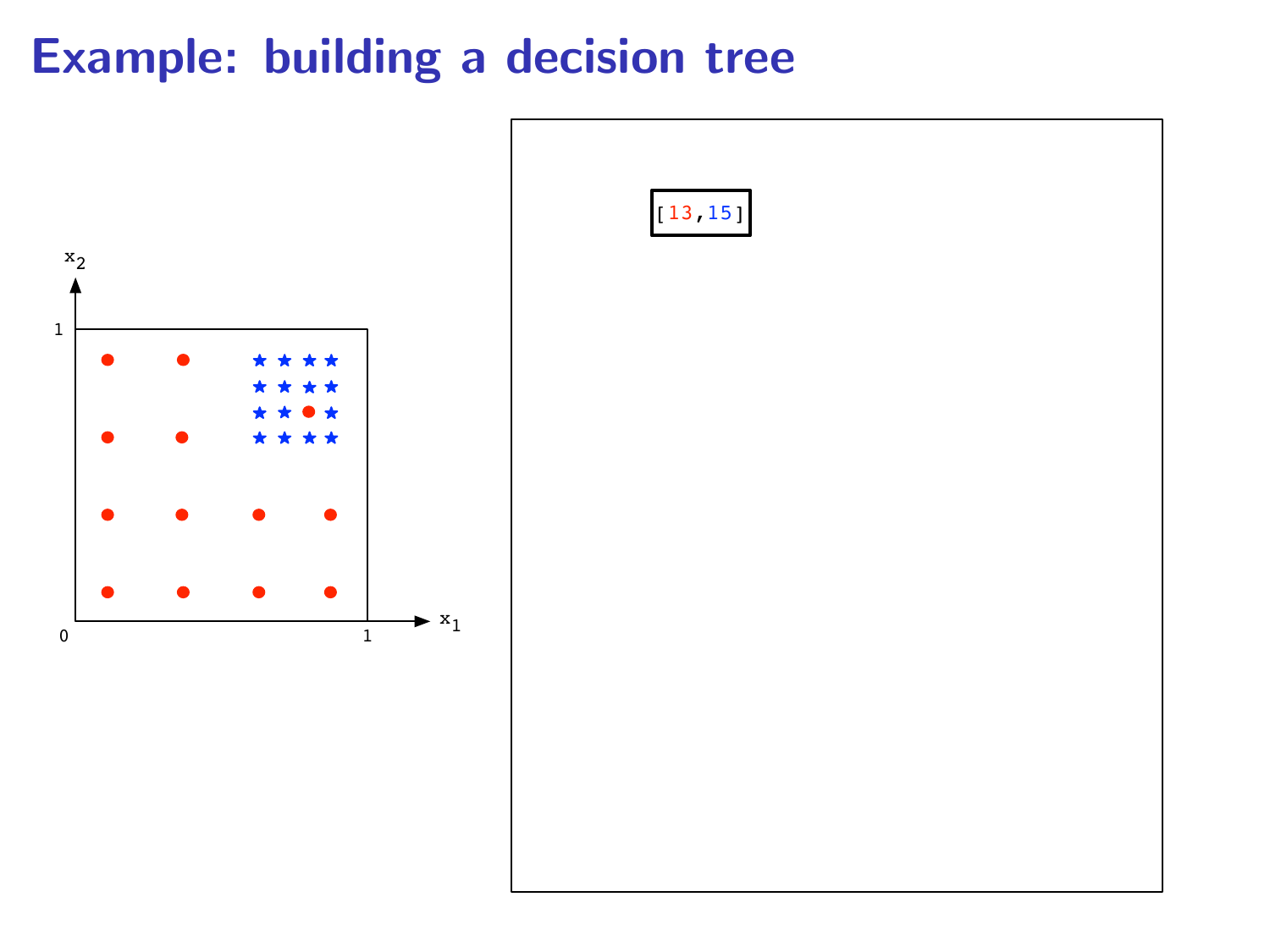# Example: building a decision tree

$x_2$

1

0

1

$x_1$

[13,15]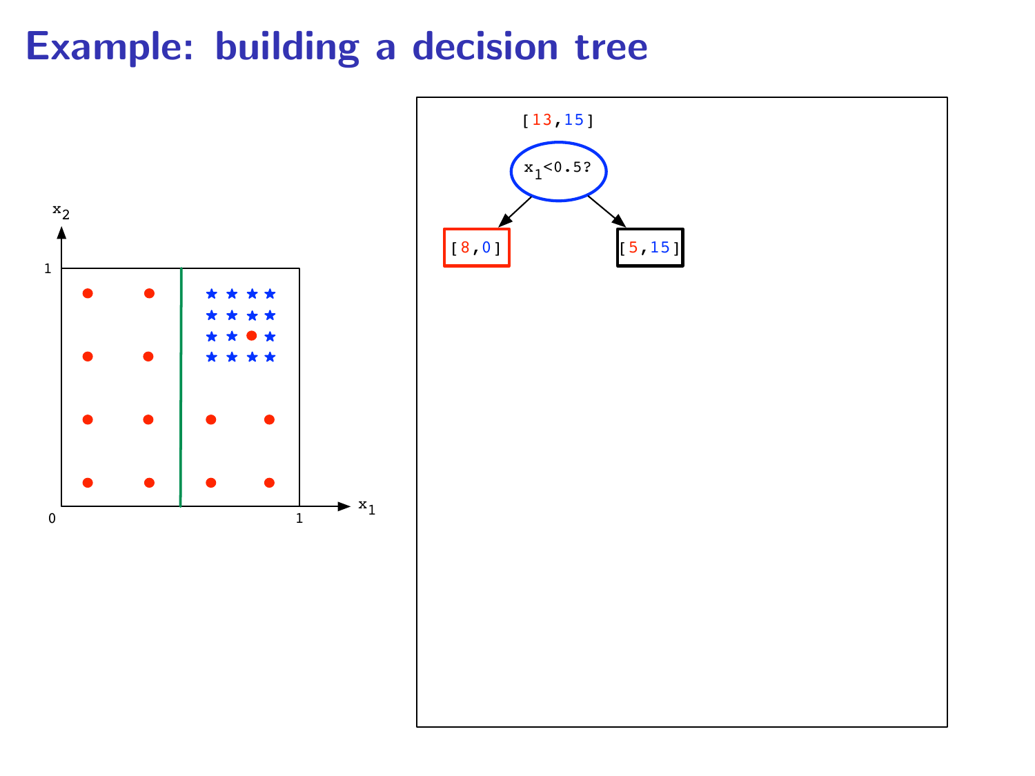# Example: building a decision tree

[13,15]

$x_1$<0.5?

[8,0]

[5,15]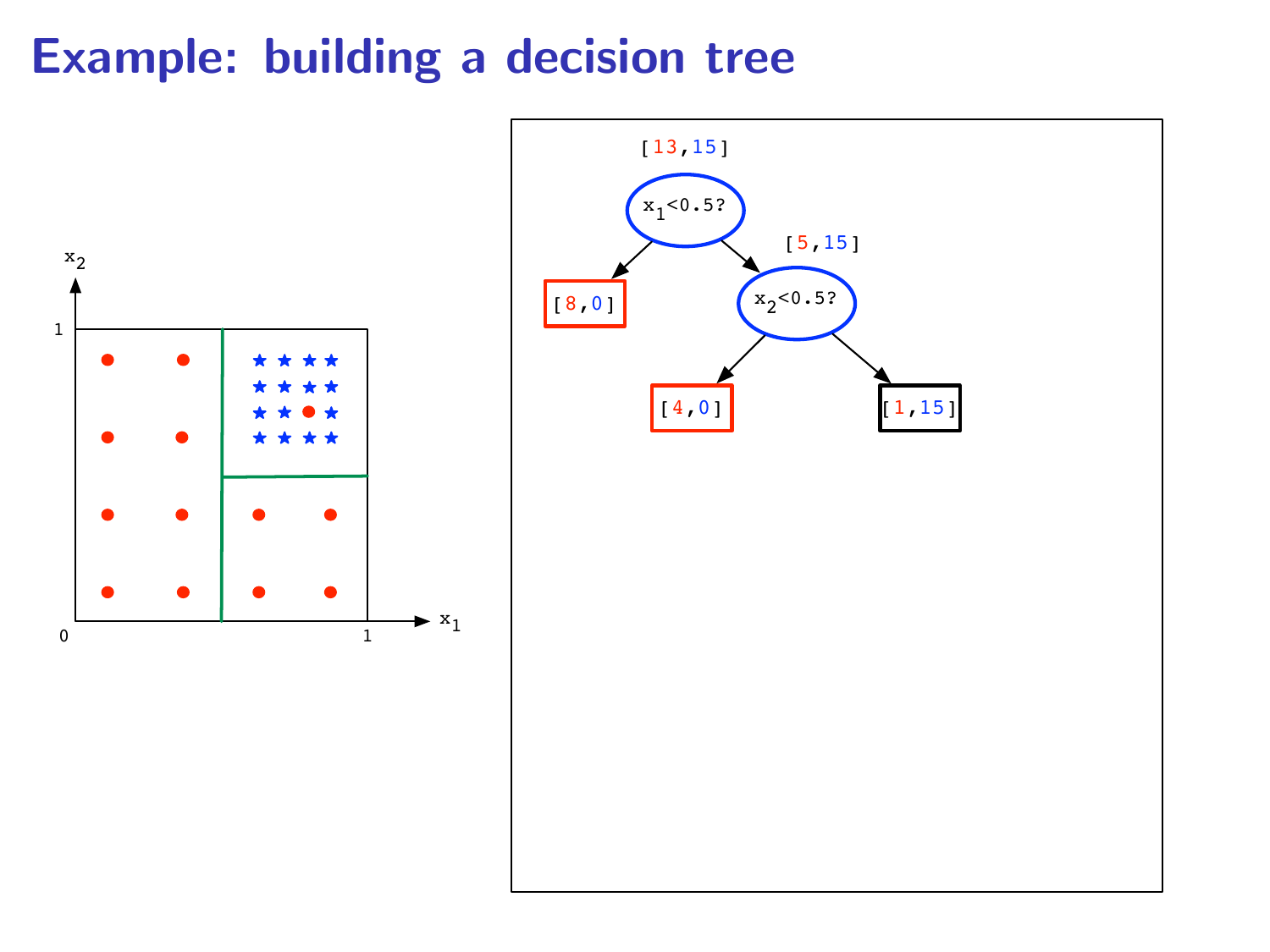# Example: building a decision tree

[13,15]

$x_1 < 0.5$?

[8,0]

[5,15]

$x_2 < 0.5$?

[4,0]

[1,15]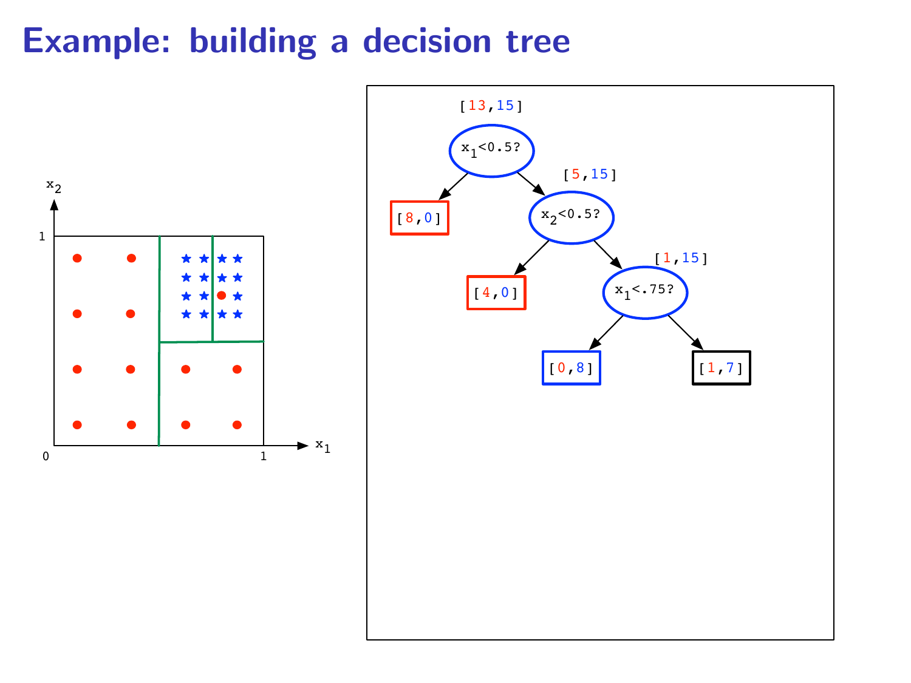# Example: building a decision tree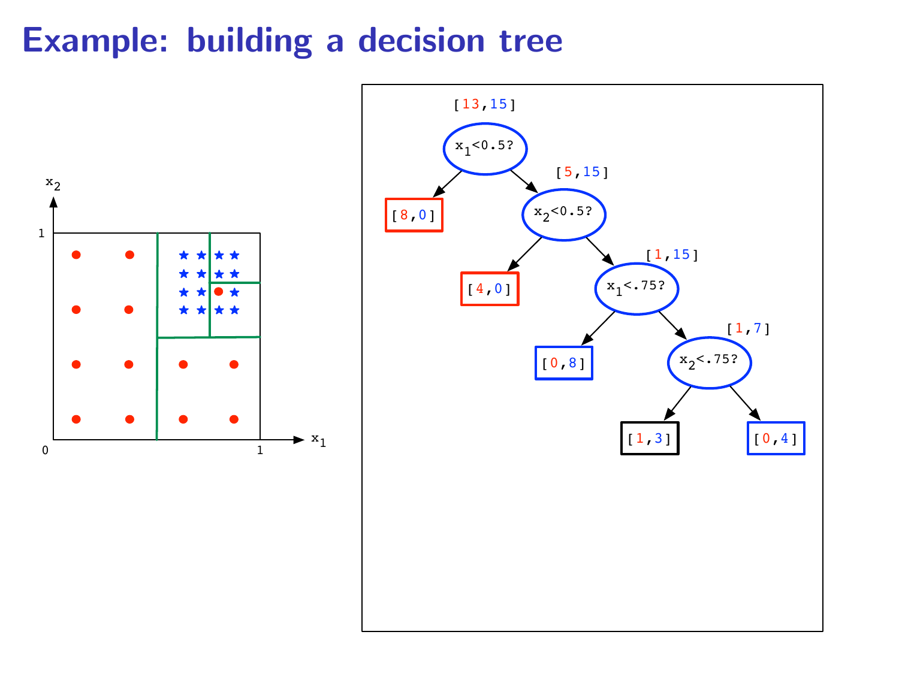# Example: building a decision tree

$x_2$

1

0

1

$x_1$

[13,15]

$x_1$<0.5?

[8,0]

[5,15]

$x_2$<0.5?

[4,0]

[1,15]

$x_1$<.75?

[0,8]

[1,7]

$x_2$<.75?

[1,3]

[0,4]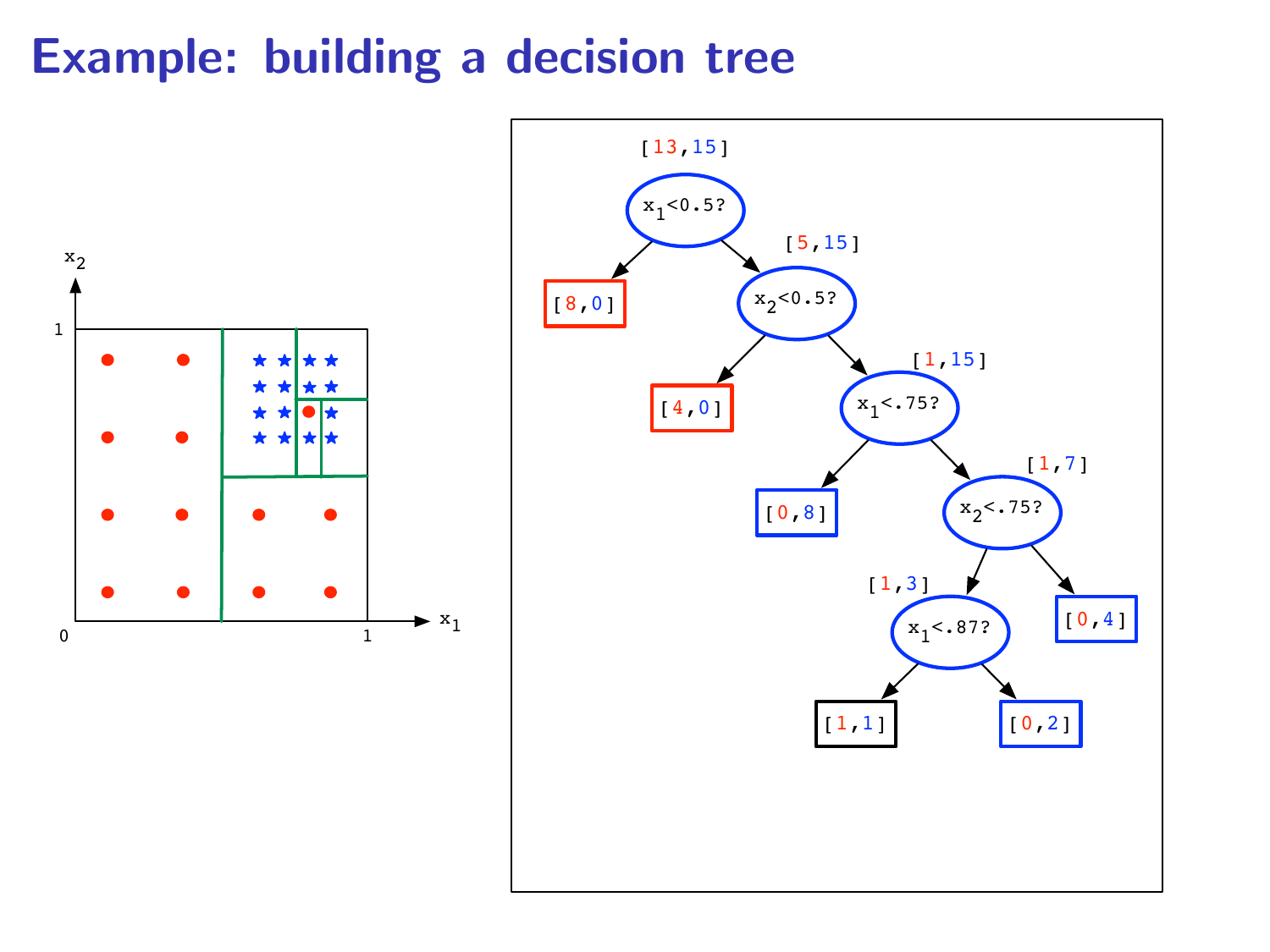# Example: building a decision tree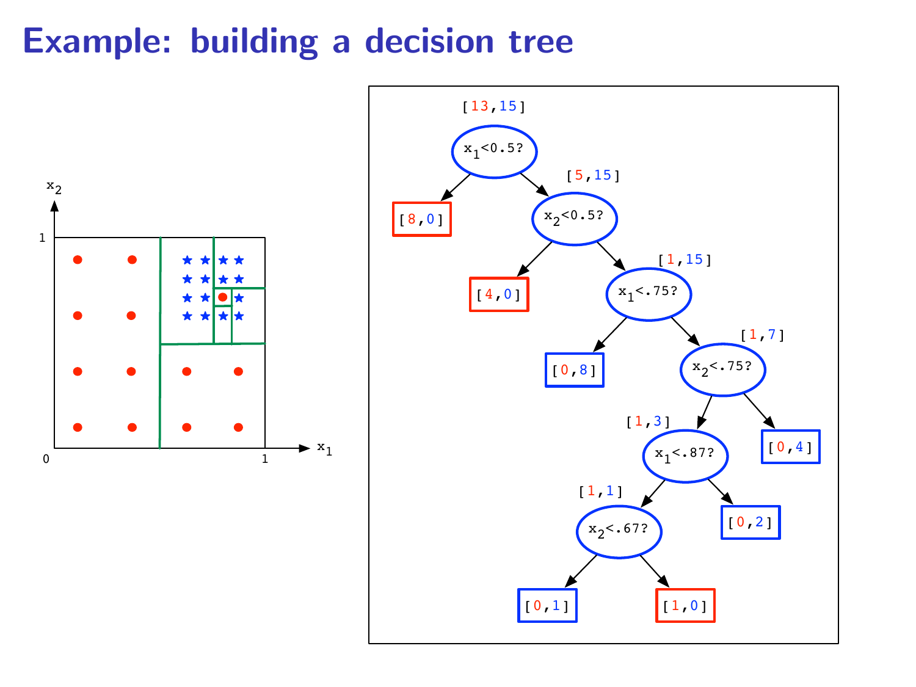# Example: building a decision tree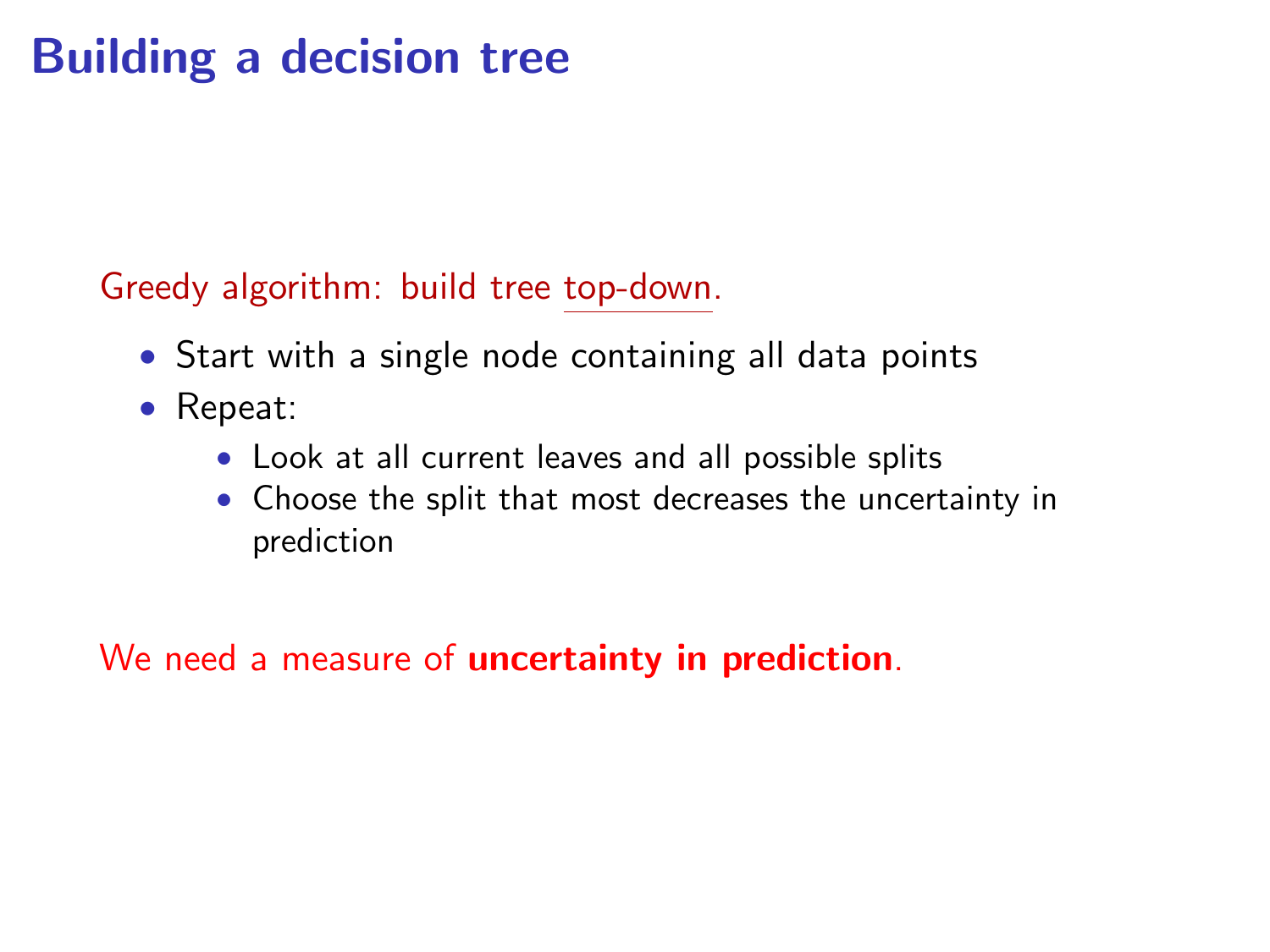# Building a decision tree

Greedy algorithm: build tree top-down.

- Start with a single node containing all data points
- Repeat:
  - Look at all current leaves and all possible splits
  - Choose the split that most decreases the uncertainty in prediction

We need a measure of **uncertainty in prediction**.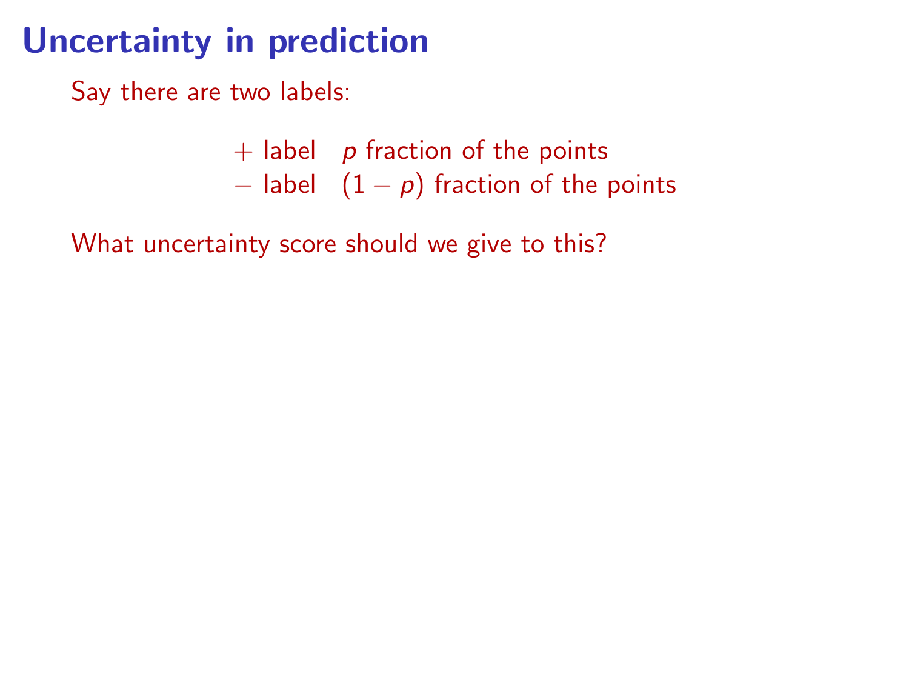# Uncertainty in prediction

Say there are two labels:

| | |
|---|---|
| $+$ label | $p$ fraction of the points |
| $-$ label | $(1 - p)$ fraction of the points |

What uncertainty score should we give to this?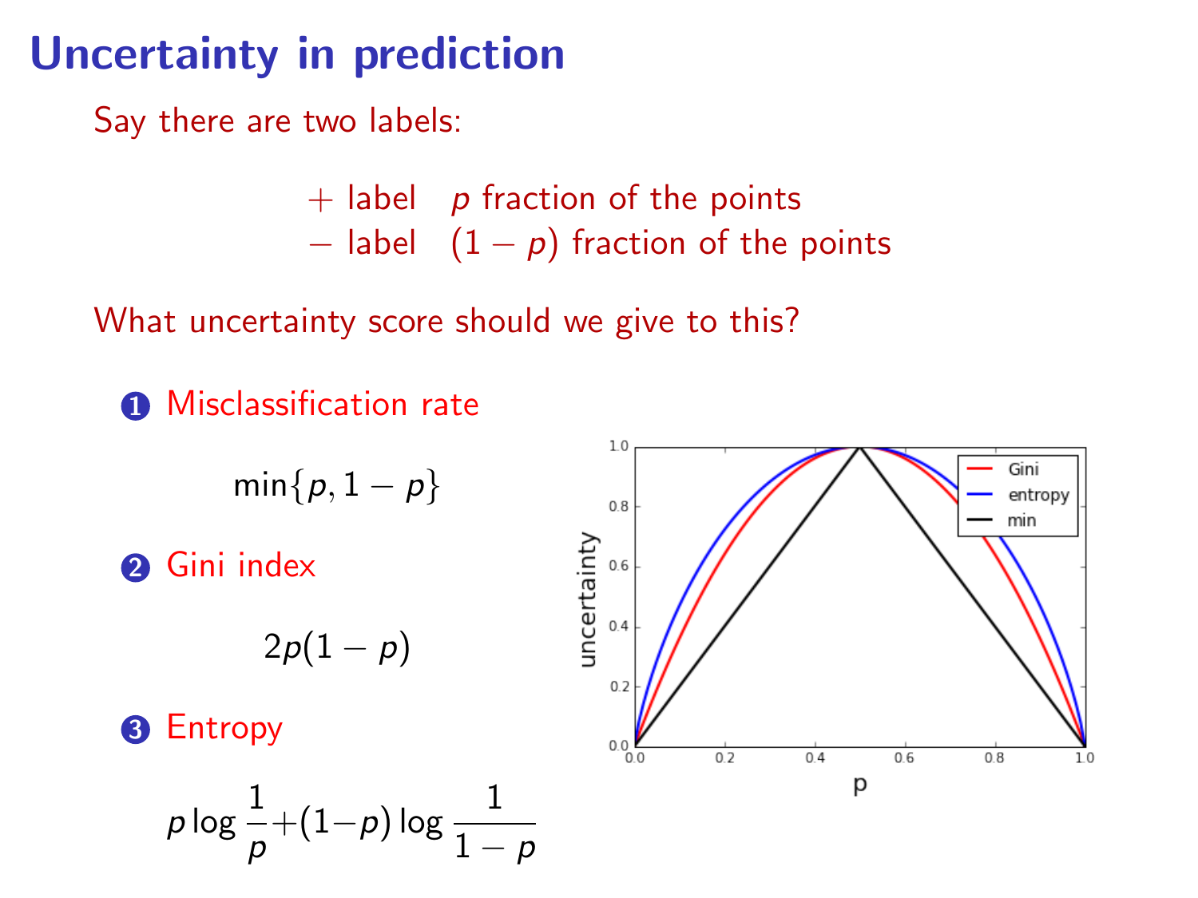# Uncertainty in prediction

Say there are two labels:

$+$ label $\quad p$ fraction of the points
$-$ label $\quad (1-p)$ fraction of the points

What uncertainty score should we give to this?

1. Misclassification rate

$$\min\{p, 1-p\}$$

2. Gini index

$$2p(1-p)$$

3. Entropy

$$p \log \frac{1}{p} + (1-p) \log \frac{1}{1-p}$$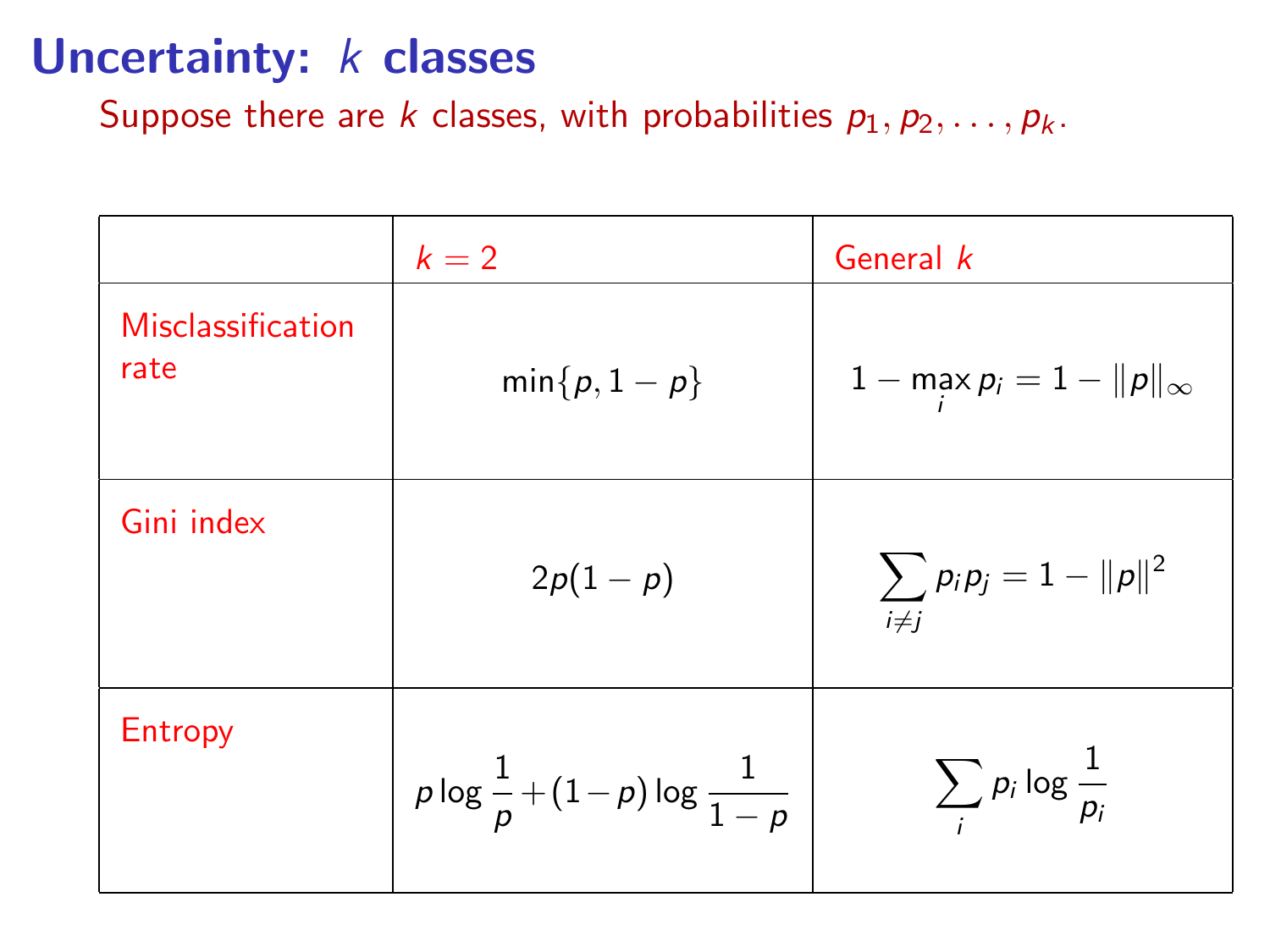# Uncertainty: $k$ classes

Suppose there are $k$ classes, with probabilities $p_1, p_2, \ldots, p_k$.

| | $k = 2$ | General $k$ |
|---|---|---|
| Misclassification rate | $\min\{p, 1-p\}$ | $1 - \max_i p_i = 1 - \|p\|_\infty$ |
| Gini index | $2p(1-p)$ | $\sum_{i \neq j} p_i p_j = 1 - \|p\|^2$ |
| Entropy | $p \log \frac{1}{p} + (1-p) \log \frac{1}{1-p}$ | $\sum_i p_i \log \frac{1}{p_i}$ |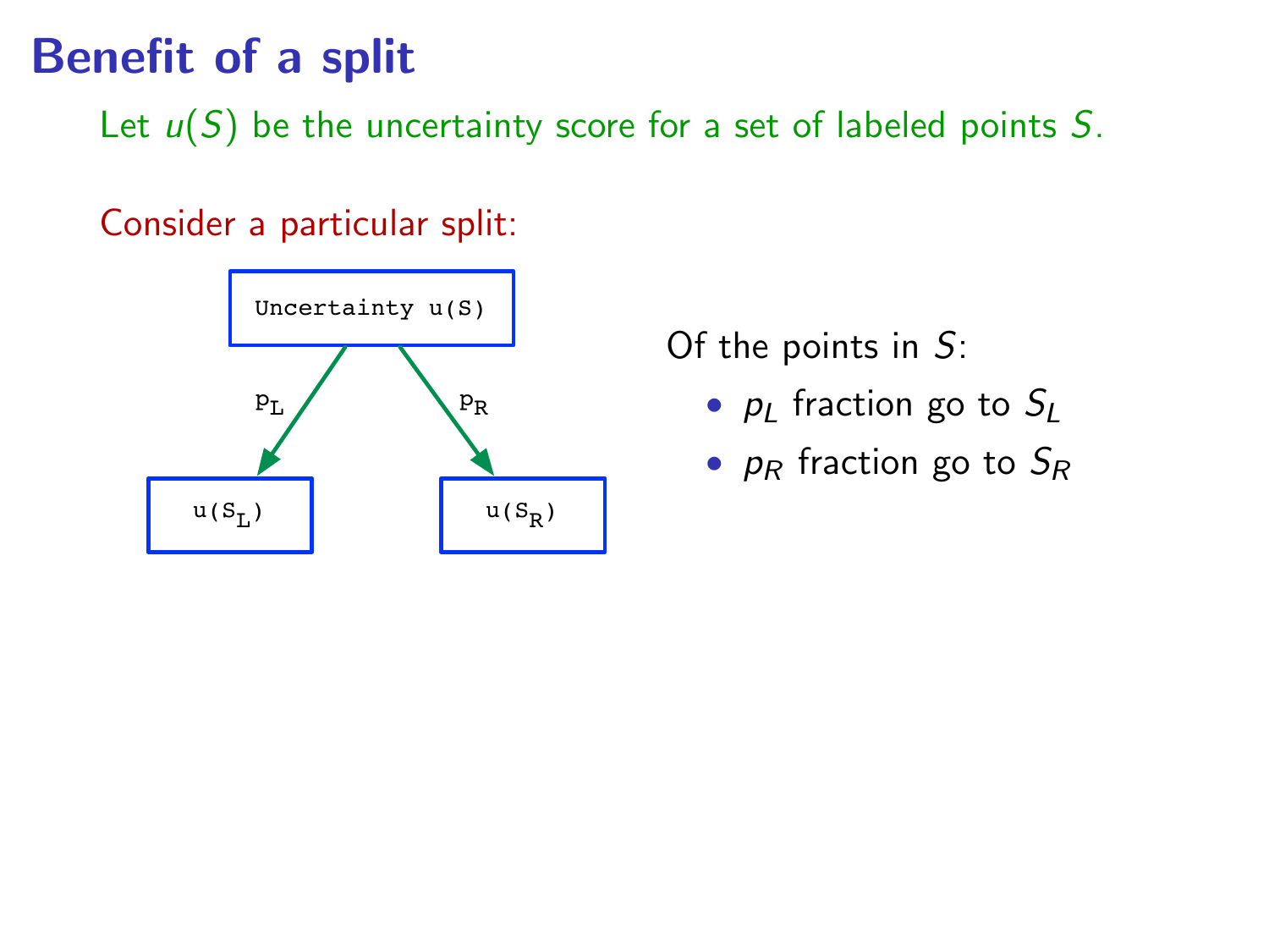# Benefit of a split

Let $u(S)$ be the uncertainty score for a set of labeled points $S$.

Consider a particular split:

Uncertainty u(S)

$p_L$ — $p_R$

$u(S_L)$ — $u(S_R)$

Of the points in $S$:

- $p_L$ fraction go to $S_L$
- $p_R$ fraction go to $S_R$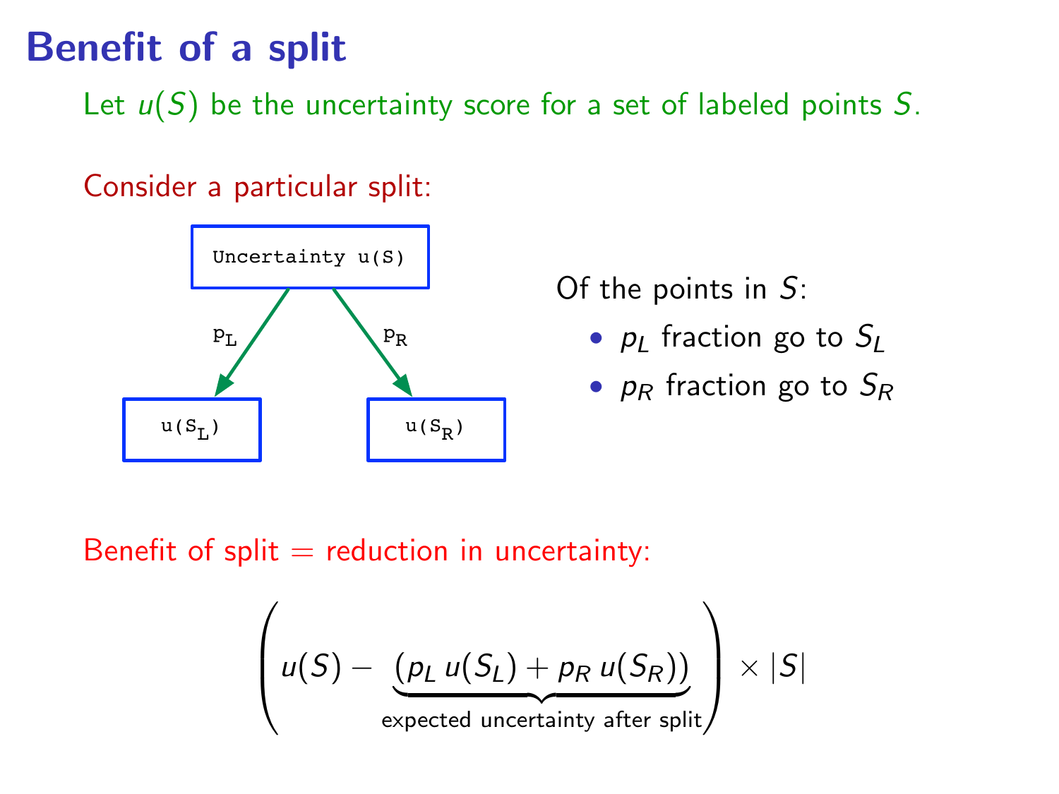# Benefit of a split

Let $u(S)$ be the uncertainty score for a set of labeled points $S$.

Consider a particular split:

```
        Uncertainty u(S)
         /          \
      p_L            p_R
       /              \
   u(S_L)            u(S_R)
```

Of the points in $S$:

- $p_L$ fraction go to $S_L$
- $p_R$ fraction go to $S_R$

Benefit of split = reduction in uncertainty:

$$\left( u(S) - \underbrace{(p_L\, u(S_L) + p_R\, u(S_R))}_{\text{expected uncertainty after split}} \right) \times |S|$$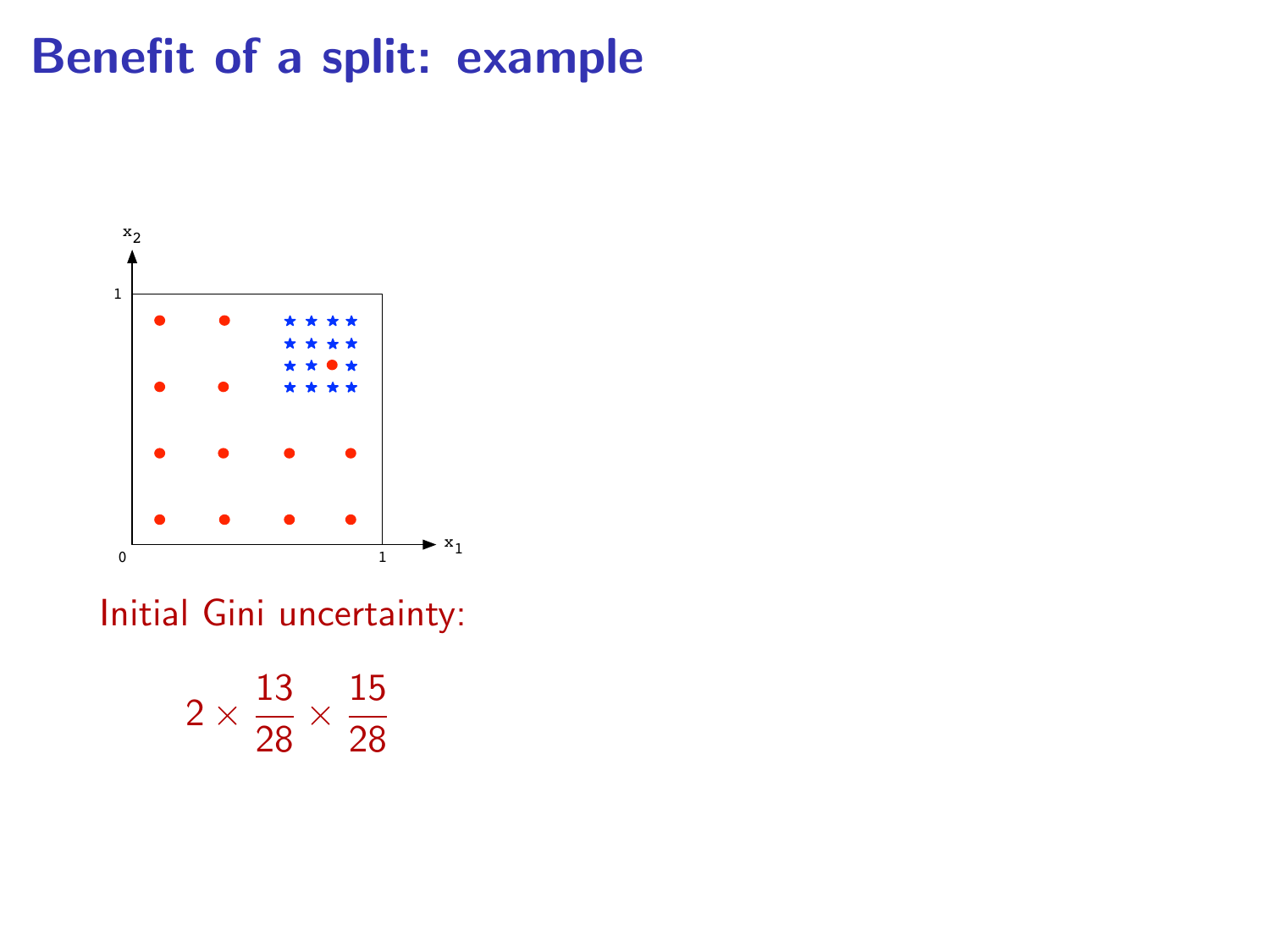# Benefit of a split: example

Initial Gini uncertainty:

$$2 \times \frac{13}{28} \times \frac{15}{28}$$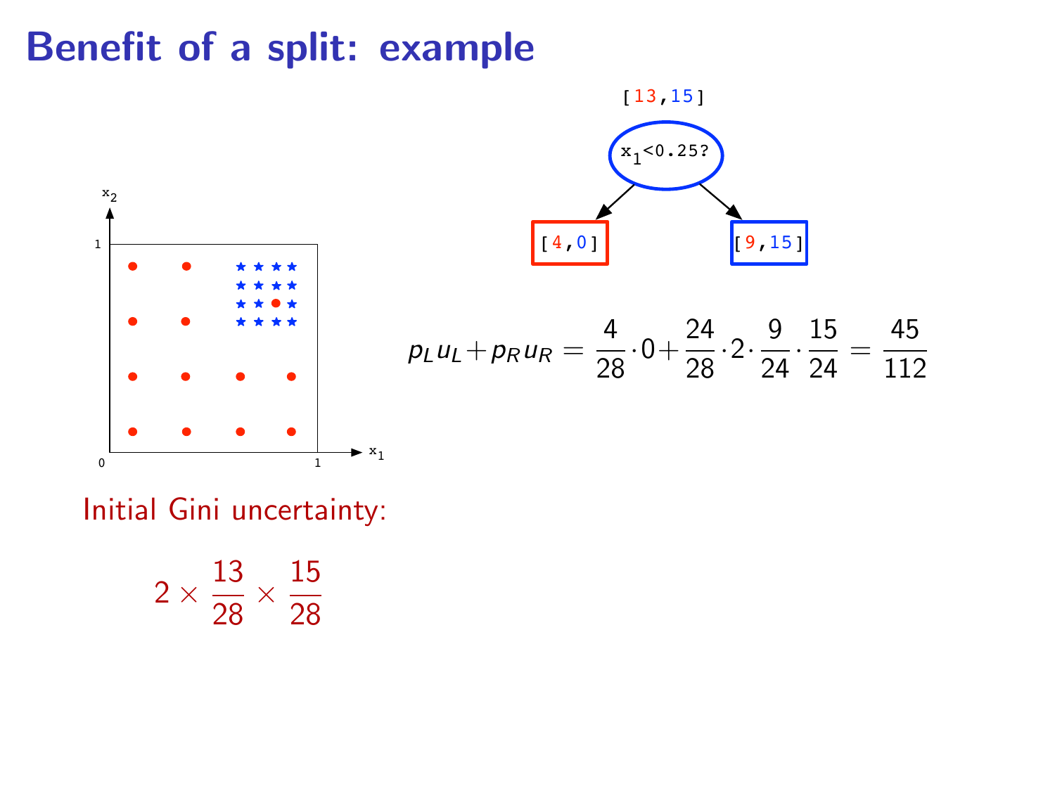# Benefit of a split: example

[13,15]

$x_1 < 0.25?$

[4,0] [9,15]

$$p_L u_L + p_R u_R = \frac{4}{28} \cdot 0 + \frac{24}{28} \cdot 2 \cdot \frac{9}{24} \cdot \frac{15}{24} = \frac{45}{112}$$

Initial Gini uncertainty:

$$2 \times \frac{13}{28} \times \frac{15}{28}$$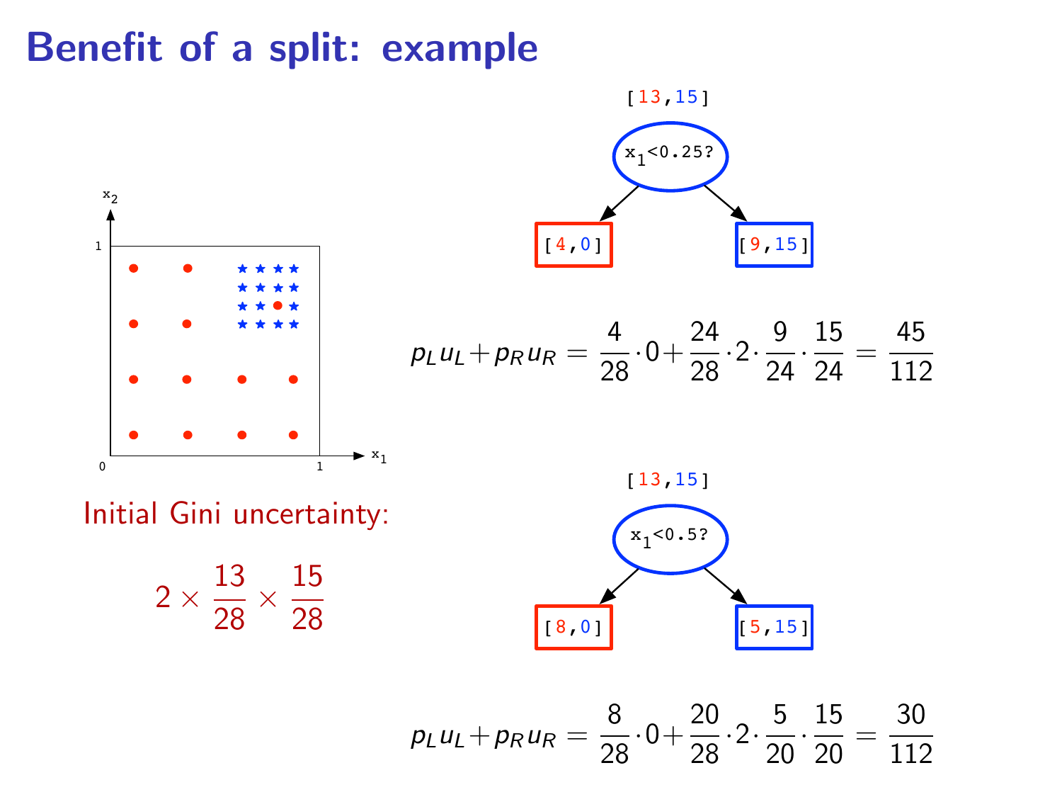# Benefit of a split: example

Initial Gini uncertainty:

$$2 \times \frac{13}{28} \times \frac{15}{28}$$

[13,15]

$x_1 < 0.25?$

[4,0] [9,15]

$$p_L u_L + p_R u_R = \frac{4}{28} \cdot 0 + \frac{24}{28} \cdot 2 \cdot \frac{9}{24} \cdot \frac{15}{24} = \frac{45}{112}$$

[13,15]

$x_1 < 0.5?$

[8,0] [5,15]

$$p_L u_L + p_R u_R = \frac{8}{28} \cdot 0 + \frac{20}{28} \cdot 2 \cdot \frac{5}{20} \cdot \frac{15}{20} = \frac{30}{112}$$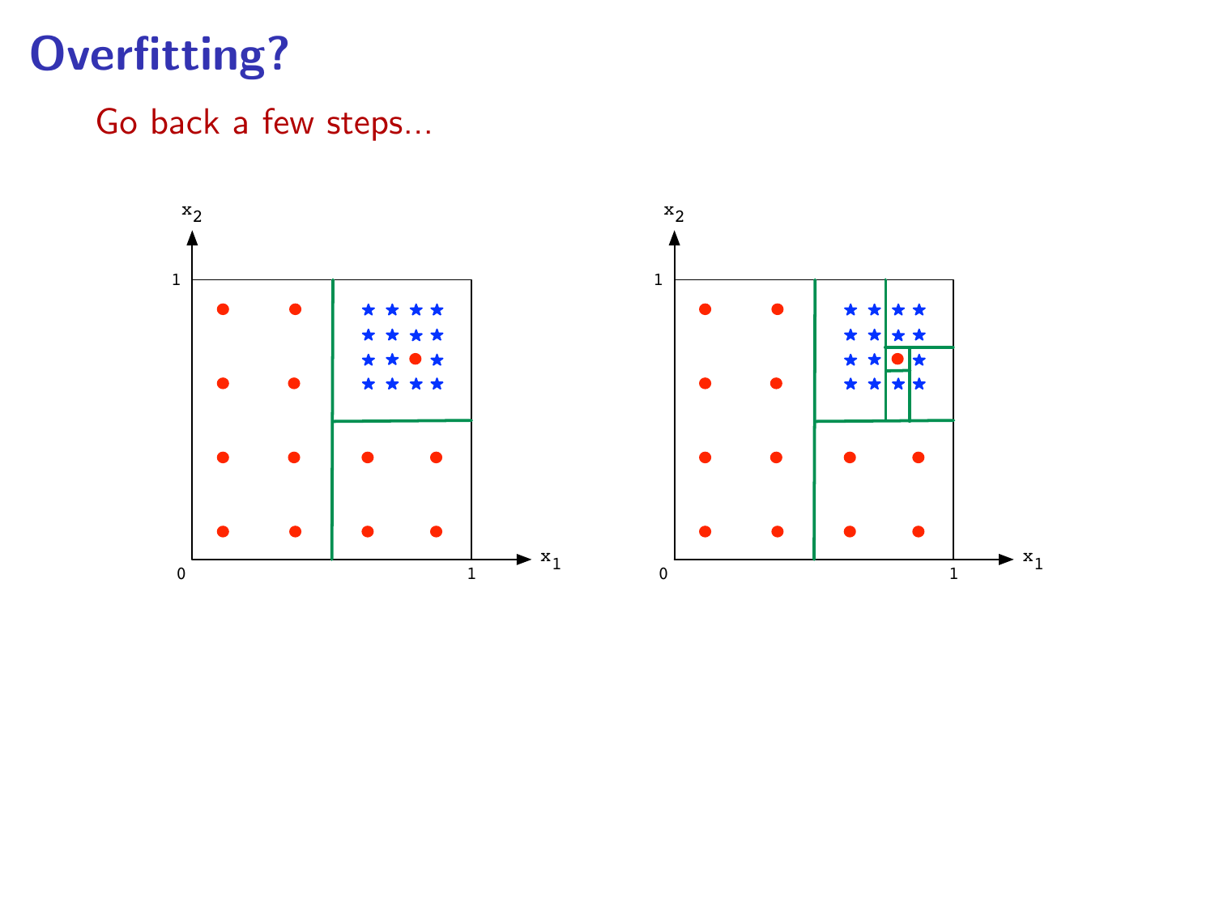# Overfitting?

Go back a few steps...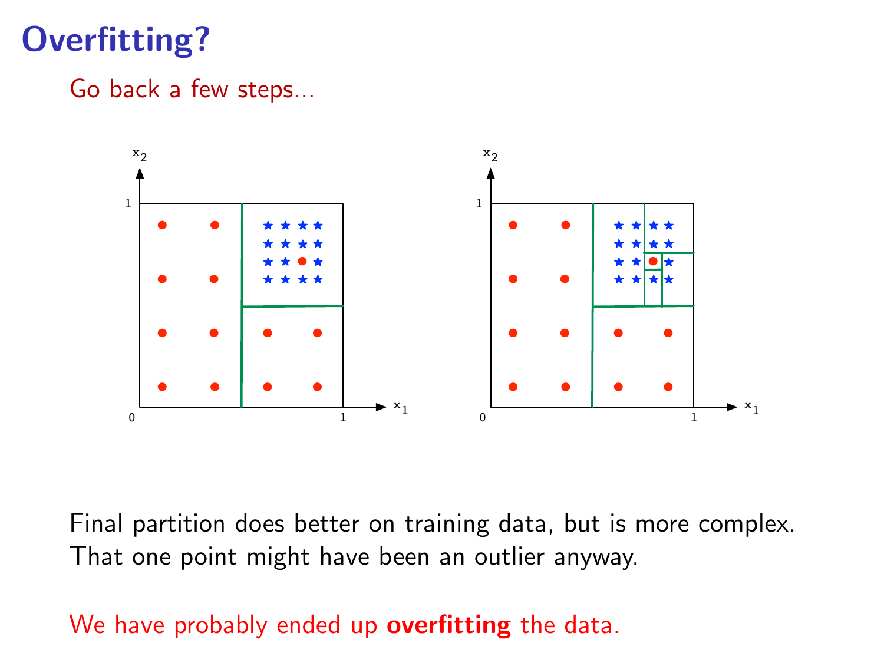# Overfitting?

Go back a few steps...

Final partition does better on training data, but is more complex. That one point might have been an outlier anyway.

We have probably ended up **overfitting** the data.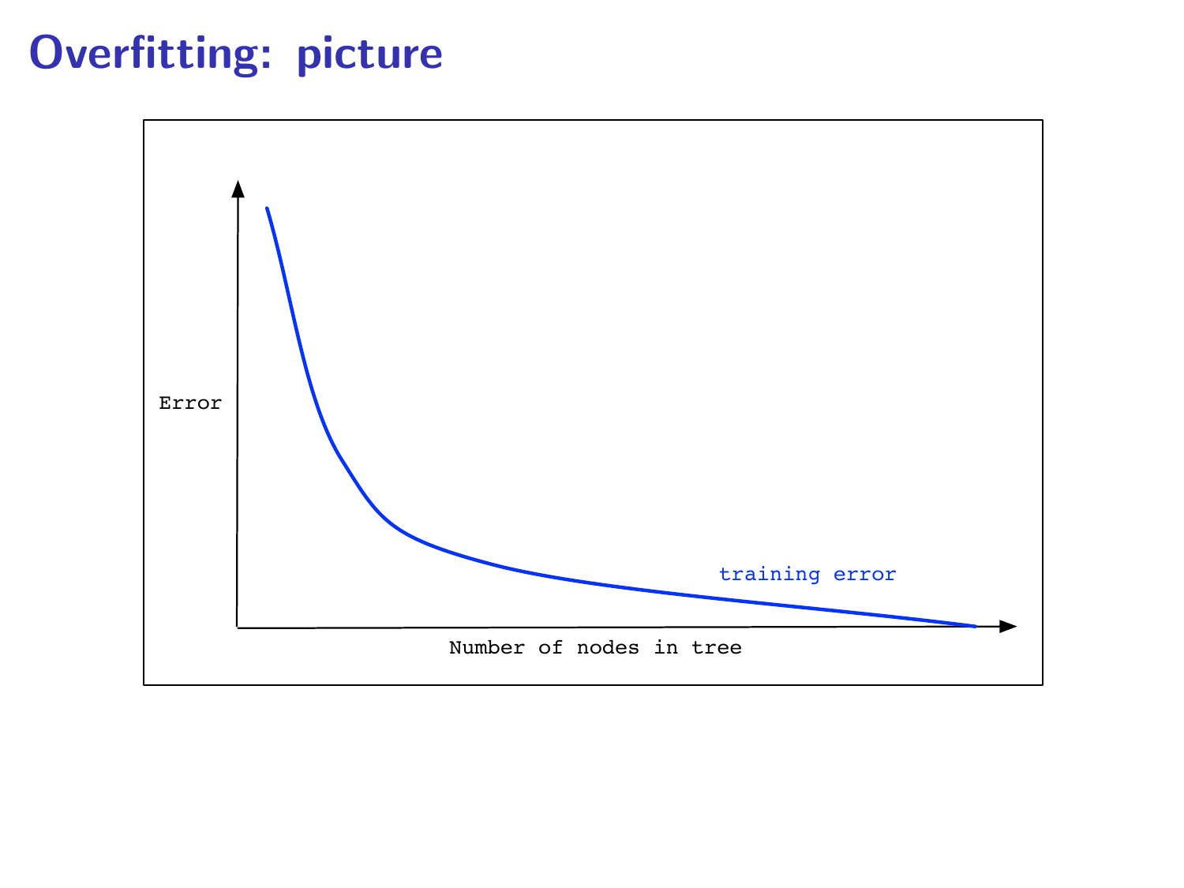# Overfitting: picture

Error

training error

Number of nodes in tree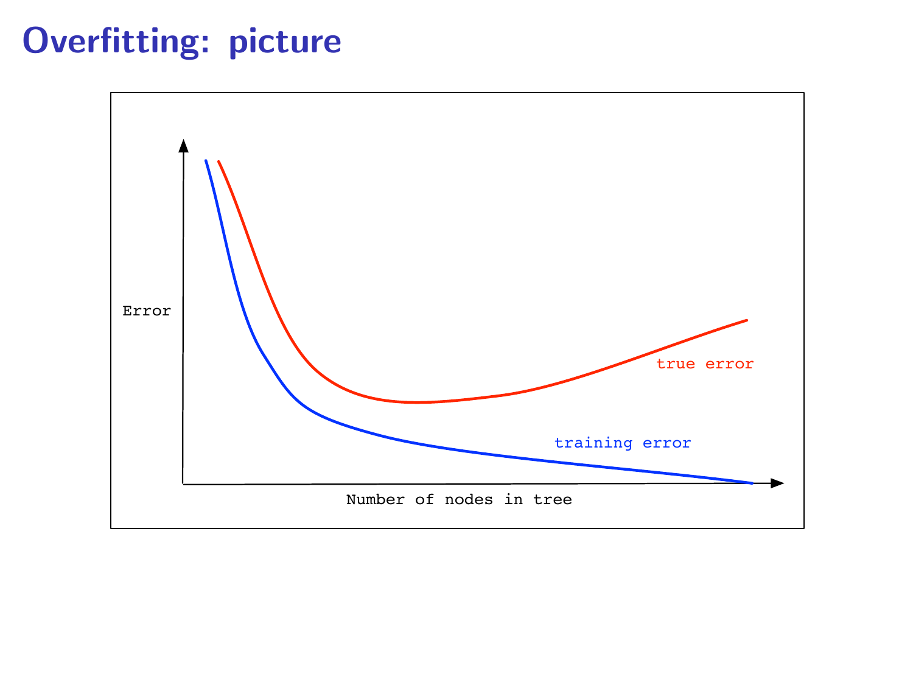# Overfitting: picture

Error

true error

training error

Number of nodes in tree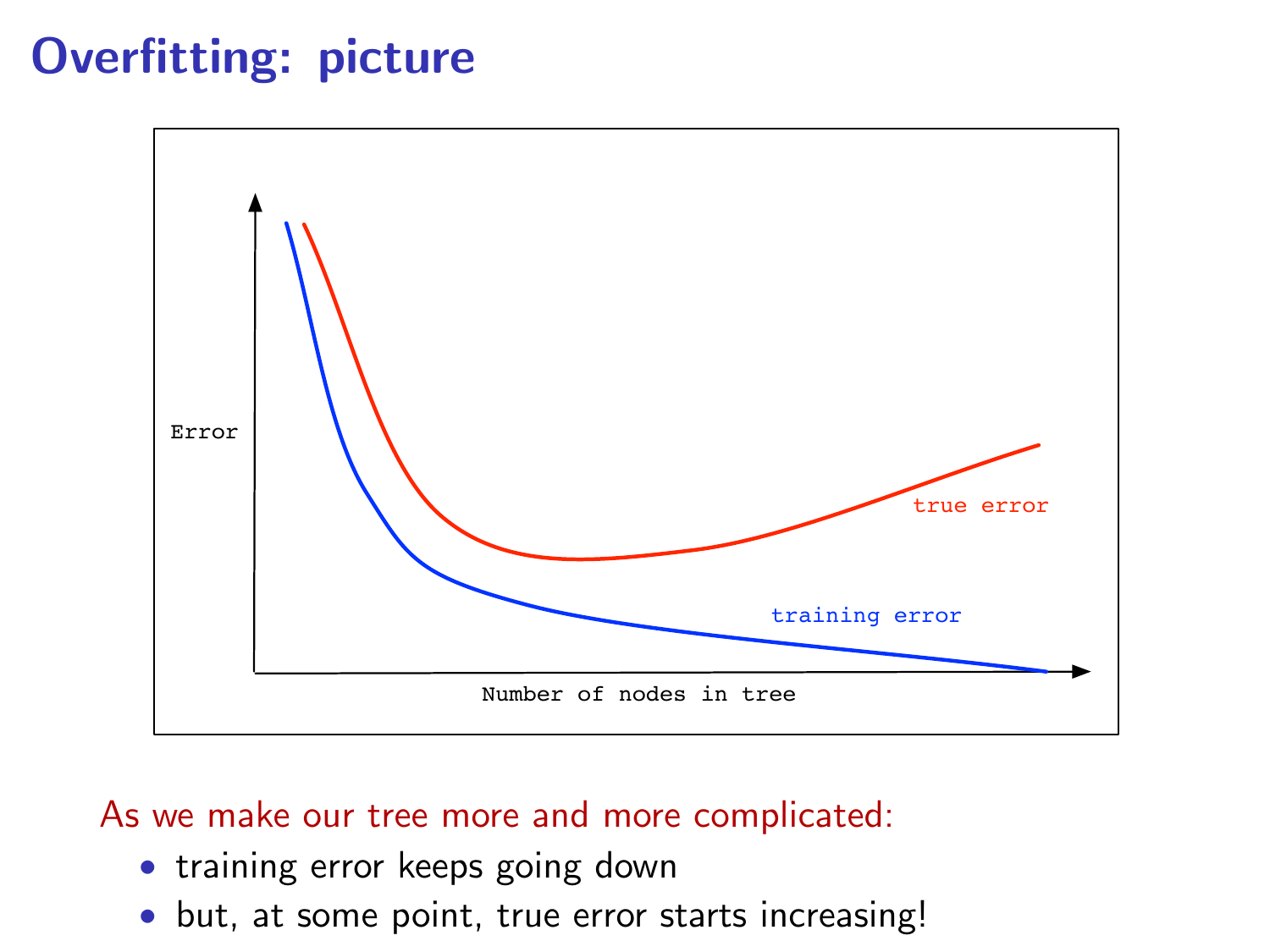# Overfitting: picture

As we make our tree more and more complicated:

- training error keeps going down
- but, at some point, true error starts increasing!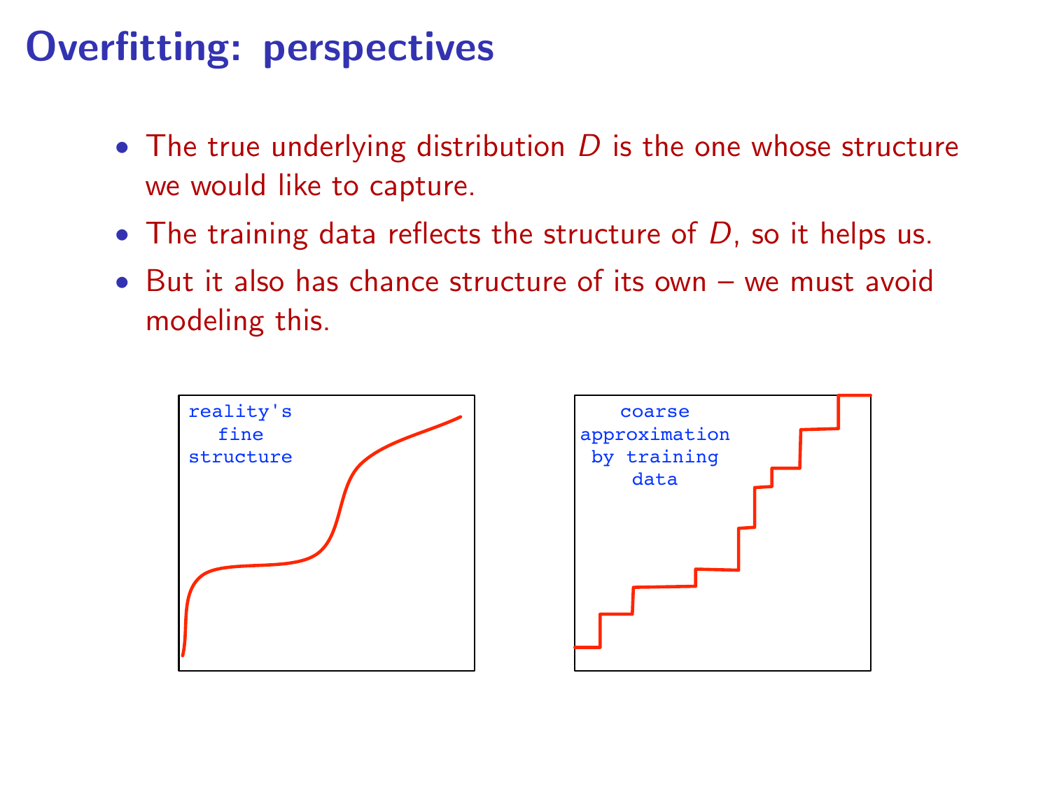# Overfitting: perspectives

- The true underlying distribution $D$ is the one whose structure we would like to capture.
- The training data reflects the structure of $D$, so it helps us.
- But it also has chance structure of its own – we must avoid modeling this.

reality's fine structure

coarse approximation by training data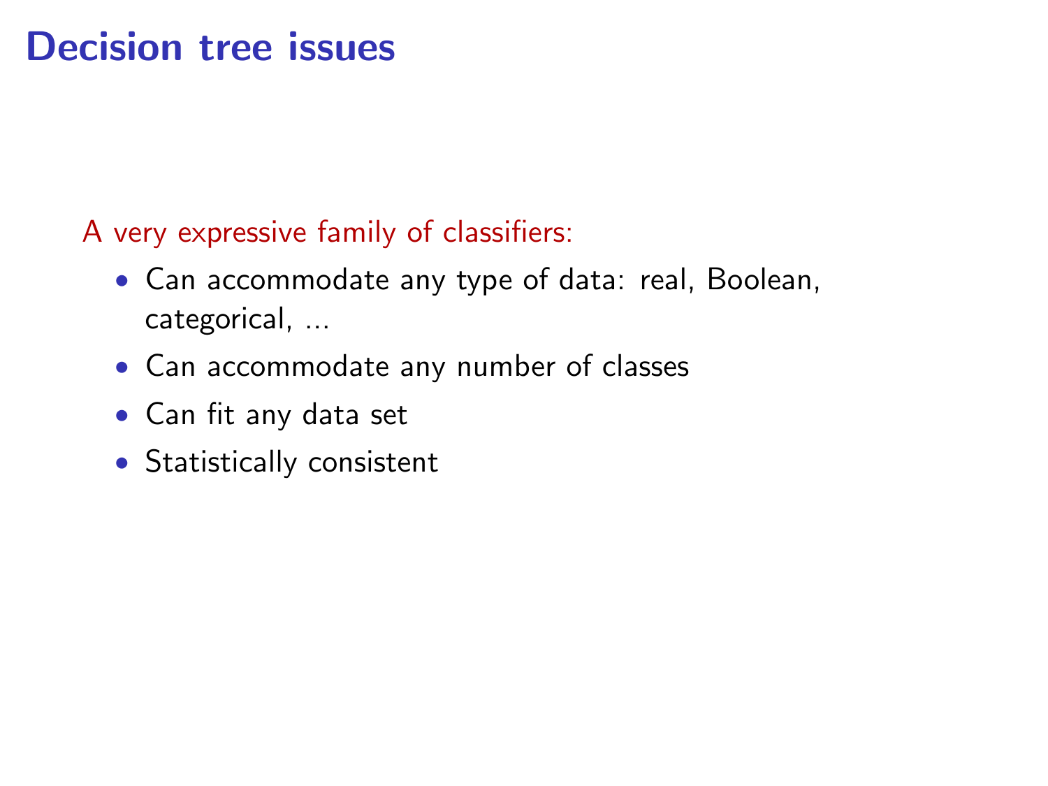# Decision tree issues

A very expressive family of classifiers:

- Can accommodate any type of data: real, Boolean, categorical, ...
- Can accommodate any number of classes
- Can fit any data set
- Statistically consistent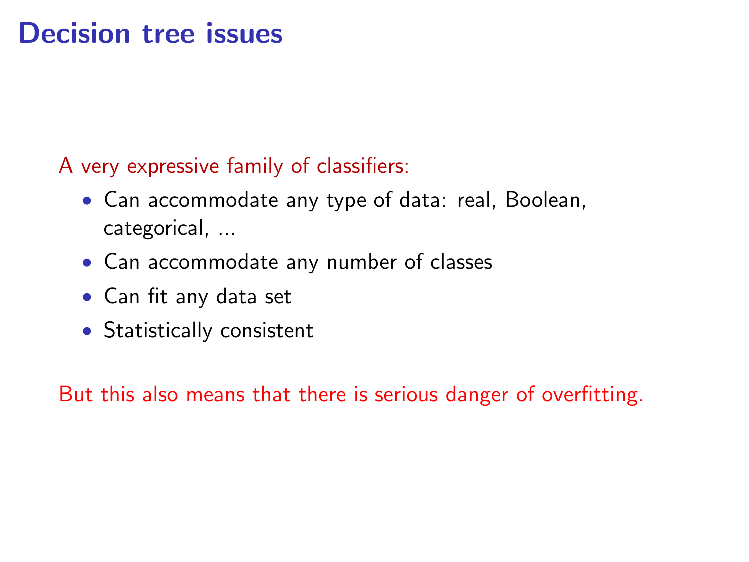# Decision tree issues

A very expressive family of classifiers:

- Can accommodate any type of data: real, Boolean, categorical, ...
- Can accommodate any number of classes
- Can fit any data set
- Statistically consistent

But this also means that there is serious danger of overfitting.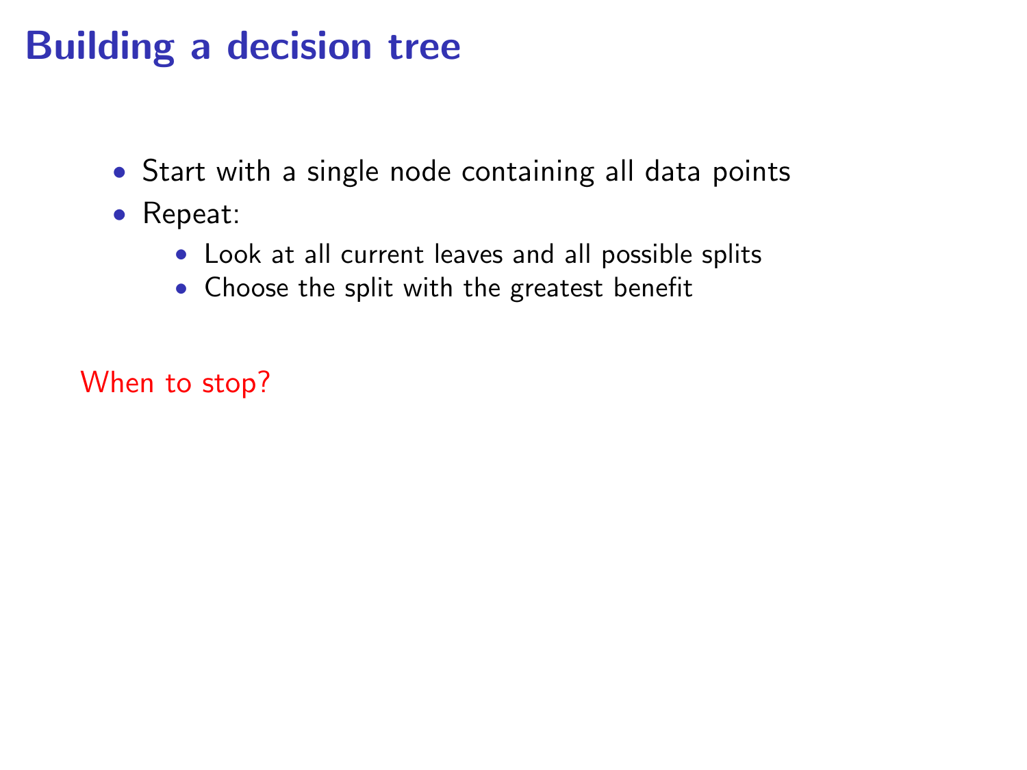# Building a decision tree

- Start with a single node containing all data points
- Repeat:
  - Look at all current leaves and all possible splits
  - Choose the split with the greatest benefit

When to stop?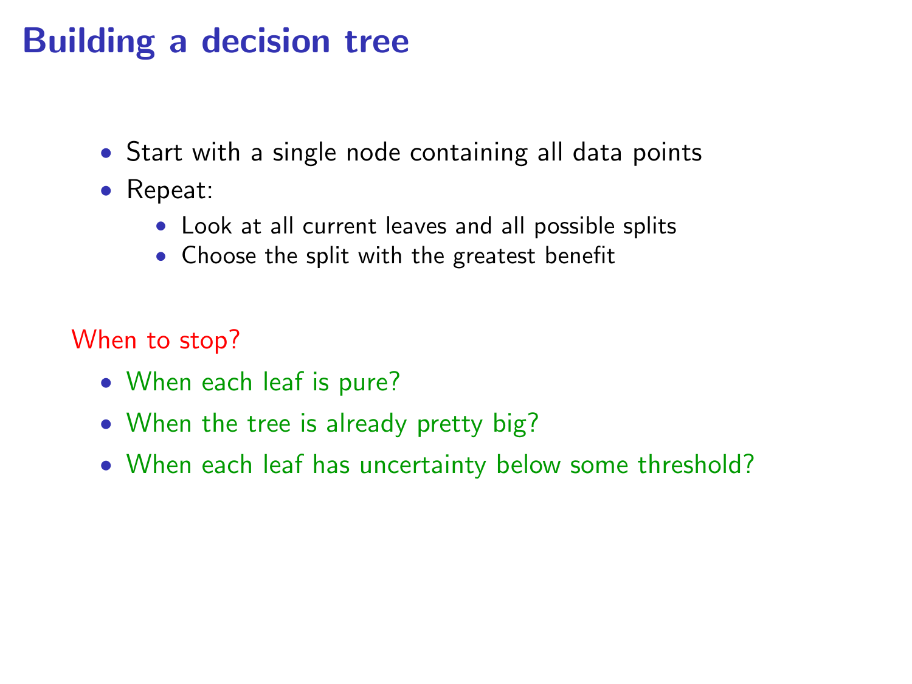# Building a decision tree

- Start with a single node containing all data points
- Repeat:
  - Look at all current leaves and all possible splits
  - Choose the split with the greatest benefit

When to stop?

- When each leaf is pure?
- When the tree is already pretty big?
- When each leaf has uncertainty below some threshold?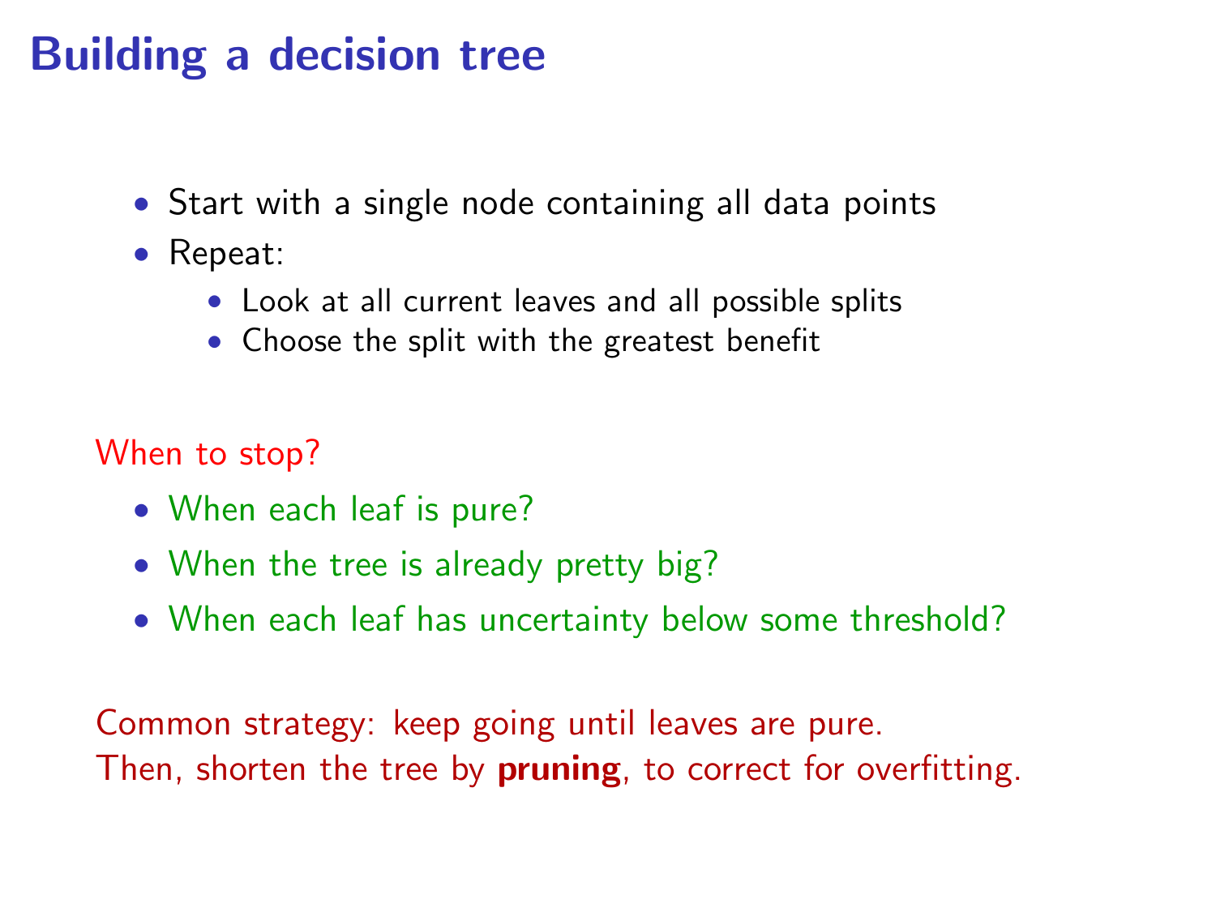# Building a decision tree

- Start with a single node containing all data points
- Repeat:
  - Look at all current leaves and all possible splits
  - Choose the split with the greatest benefit

When to stop?

- When each leaf is pure?
- When the tree is already pretty big?
- When each leaf has uncertainty below some threshold?

Common strategy: keep going until leaves are pure.
Then, shorten the tree by **pruning**, to correct for overfitting.